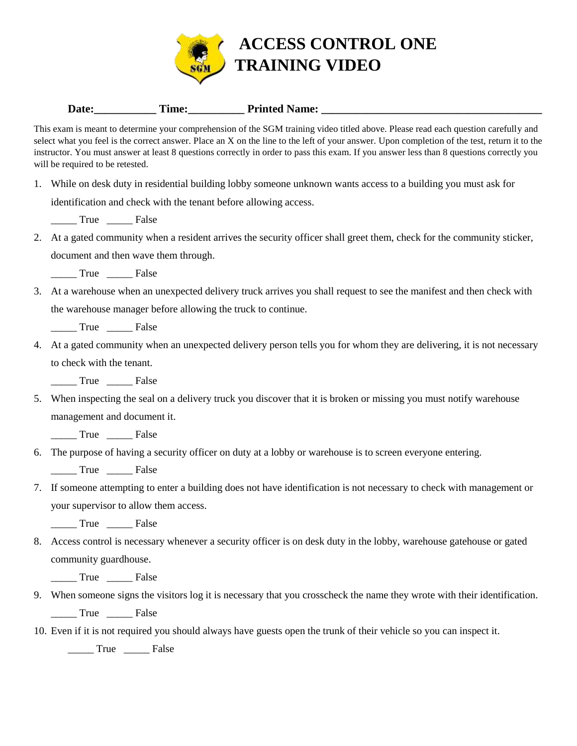# ACCESS CONTROL ONE TRAINING VIDEO

**Date:___________ Time:__________ Printed Name: ________________________________________**

This exam is meant to determine your comprehension of the SGM training video titled above. Please read each question carefully and select what you feel is the correct answer. Place an X on the line to the left of your answer. Upon completion of the test, return it to the instructor. You must answer at least 8 questions correctly in order to pass this exam. If you answer less than 8 questions correctly you will be required to be retested.

1. While on desk duty in residential building lobby someone unknown wants access to a building you must ask for identification and check with the tenant before allowing access.

   _____ True _____ False

2. At a gated community when a resident arrives the security officer shall greet them, check for the community sticker, document and then wave them through.

   _____ True _____ False

3. At a warehouse when an unexpected delivery truck arrives you shall request to see the manifest and then check with the warehouse manager before allowing the truck to continue.

   _____ True _____ False

4. At a gated community when an unexpected delivery person tells you for whom they are delivering, it is not necessary to check with the tenant.

   _____ True _____ False

5. When inspecting the seal on a delivery truck you discover that it is broken or missing you must notify warehouse management and document it.

   _____ True _____ False

6. The purpose of having a security officer on duty at a lobby or warehouse is to screen everyone entering.

   _____ True _____ False

7. If someone attempting to enter a building does not have identification is not necessary to check with management or your supervisor to allow them access.

   _____ True _____ False

8. Access control is necessary whenever a security officer is on desk duty in the lobby, warehouse gatehouse or gated community guardhouse.

   _____ True _____ False

9. When someone signs the visitors log it is necessary that you crosscheck the name they wrote with their identification.

   _____ True _____ False

10. Even if it is not required you should always have guests open the trunk of their vehicle so you can inspect it.

    _____ True _____ False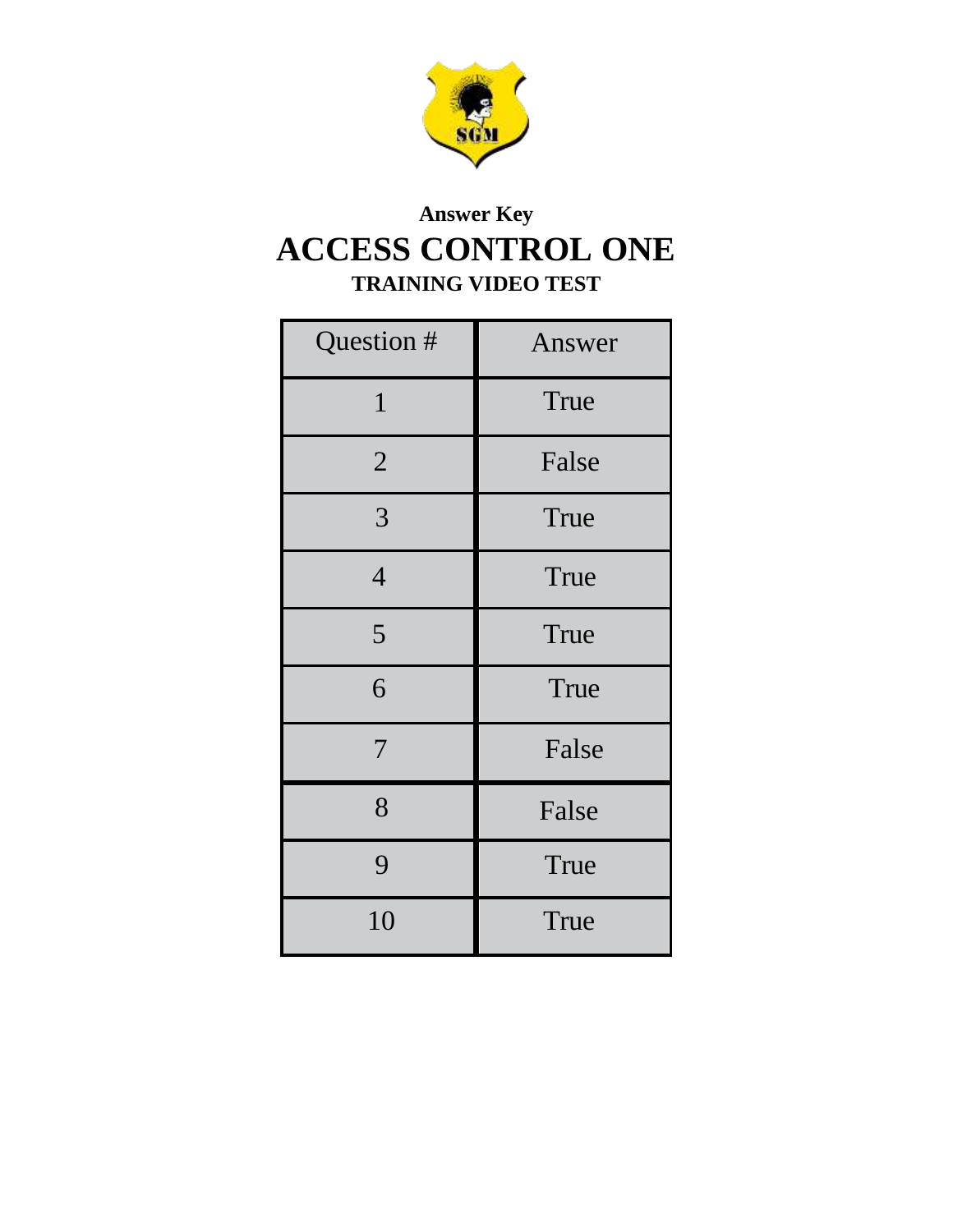**Answer Key**

# ACCESS CONTROL ONE

**TRAINING VIDEO TEST**

| Question # | Answer |
|---|---|
| 1 | True |
| 2 | False |
| 3 | True |
| 4 | True |
| 5 | True |
| 6 | True |
| 7 | False |
| 8 | False |
| 9 | True |
| 10 | True |